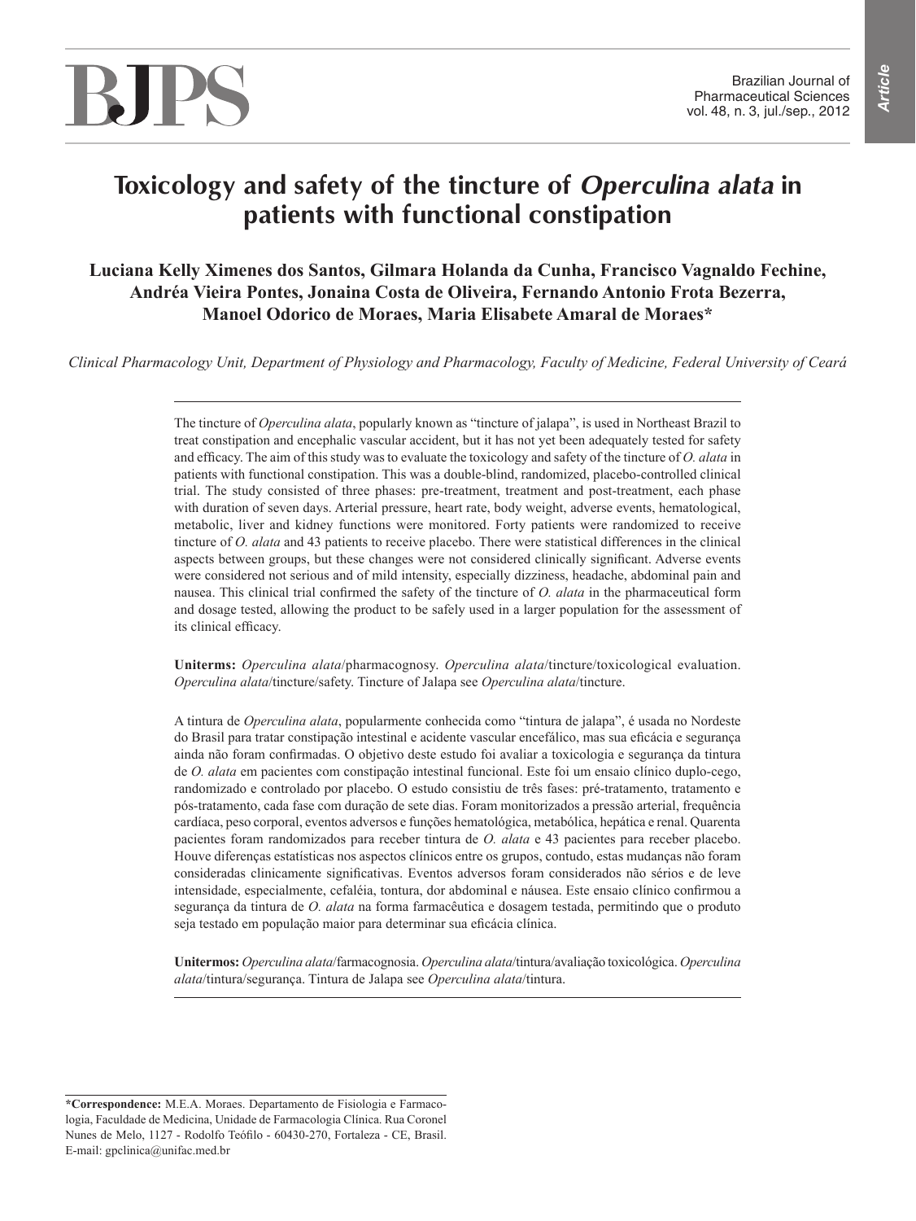# Toxicology and safety of the tincture of *Operculina alata* in patients with functional constipation

**Luciana Kelly Ximenes dos Santos, Gilmara Holanda da Cunha, Francisco Vagnaldo Fechine, Andréa Vieira Pontes, Jonaina Costa de Oliveira, Fernando Antonio Frota Bezerra, Manoel Odorico de Moraes, Maria Elisabete Amaral de Moraes***

*Clinical Pharmacology Unit, Department of Physiology and Pharmacology, Faculty of Medicine, Federal University of Ceará*

The tincture of *Operculina alata*, popularly known as "tincture of jalapa", is used in Northeast Brazil to treat constipation and encephalic vascular accident, but it has not yet been adequately tested for safety and efficacy. The aim of this study was to evaluate the toxicology and safety of the tincture of *O. alata* in patients with functional constipation. This was a double-blind, randomized, placebo-controlled clinical trial. The study consisted of three phases: pre-treatment, treatment and post-treatment, each phase with duration of seven days. Arterial pressure, heart rate, body weight, adverse events, hematological, metabolic, liver and kidney functions were monitored. Forty patients were randomized to receive tincture of *O. alata* and 43 patients to receive placebo. There were statistical differences in the clinical aspects between groups, but these changes were not considered clinically significant. Adverse events were considered not serious and of mild intensity, especially dizziness, headache, abdominal pain and nausea. This clinical trial confirmed the safety of the tincture of *O. alata* in the pharmaceutical form and dosage tested, allowing the product to be safely used in a larger population for the assessment of its clinical efficacy.

**Uniterms:** *Operculina alata*/pharmacognosy. *Operculina alata*/tincture/toxicological evaluation. *Operculina alata*/tincture/safety. Tincture of Jalapa see *Operculina alata*/tincture.

A tintura de *Operculina alata*, popularmente conhecida como "tintura de jalapa", é usada no Nordeste do Brasil para tratar constipação intestinal e acidente vascular encefálico, mas sua eficácia e segurança ainda não foram confirmadas. O objetivo deste estudo foi avaliar a toxicologia e segurança da tintura de *O. alata* em pacientes com constipação intestinal funcional. Este foi um ensaio clínico duplo-cego, randomizado e controlado por placebo. O estudo consistiu de três fases: pré-tratamento, tratamento e pós-tratamento, cada fase com duração de sete dias. Foram monitorizados a pressão arterial, frequência cardíaca, peso corporal, eventos adversos e funções hematológica, metabólica, hepática e renal. Quarenta pacientes foram randomizados para receber tintura de *O. alata* e 43 pacientes para receber placebo. Houve diferenças estatísticas nos aspectos clínicos entre os grupos, contudo, estas mudanças não foram consideradas clinicamente significativas. Eventos adversos foram considerados não sérios e de leve intensidade, especialmente, cefaléia, tontura, dor abdominal e náusea. Este ensaio clínico confirmou a segurança da tintura de *O. alata* na forma farmacêutica e dosagem testada, permitindo que o produto seja testado em população maior para determinar sua eficácia clínica.

**Unitermos:** *Operculina alata*/farmacognosia. *Operculina alata*/tintura/avaliação toxicológica. *Operculina alata*/tintura/segurança. Tintura de Jalapa see *Operculina alata*/tintura.

**\*Correspondence:** M.E.A. Moraes. Departamento de Fisiologia e Farmacologia, Faculdade de Medicina, Unidade de Farmacologia Clínica. Rua Coronel Nunes de Melo, 1127 - Rodolfo Teófilo - 60430-270, Fortaleza - CE, Brasil. E-mail: gpclinica@unifac.med.br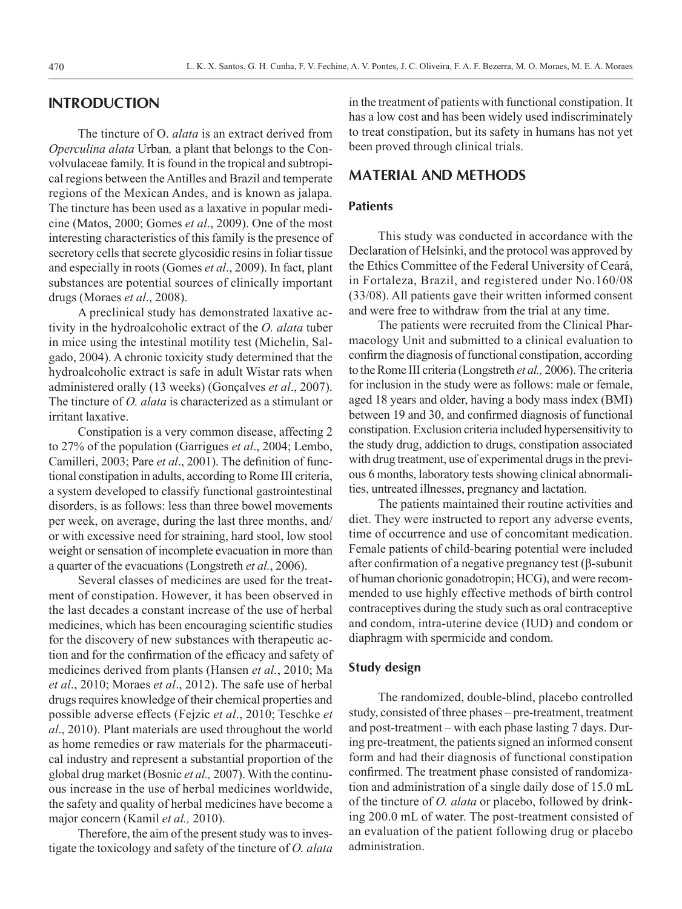## INTRODUCTION

The tincture of O. *alata* is an extract derived from *Operculina alata* Urban*,* a plant that belongs to the Convolvulaceae family. It is found in the tropical and subtropical regions between the Antilles and Brazil and temperate regions of the Mexican Andes, and is known as jalapa. The tincture has been used as a laxative in popular medicine (Matos, 2000; Gomes *et al*., 2009). One of the most interesting characteristics of this family is the presence of secretory cells that secrete glycosidic resins in foliar tissue and especially in roots (Gomes *et al*., 2009). In fact, plant substances are potential sources of clinically important drugs (Moraes *et al*., 2008).

A preclinical study has demonstrated laxative activity in the hydroalcoholic extract of the *O. alata* tuber in mice using the intestinal motility test (Michelin, Salgado, 2004). A chronic toxicity study determined that the hydroalcoholic extract is safe in adult Wistar rats when administered orally (13 weeks) (Gonçalves *et al*., 2007). The tincture of *O. alata* is characterized as a stimulant or irritant laxative.

Constipation is a very common disease, affecting 2 to 27% of the population (Garrigues *et al*., 2004; Lembo, Camilleri, 2003; Pare *et al*., 2001). The definition of functional constipation in adults, according to Rome III criteria, a system developed to classify functional gastrointestinal disorders, is as follows: less than three bowel movements per week, on average, during the last three months, and/or with excessive need for straining, hard stool, low stool weight or sensation of incomplete evacuation in more than a quarter of the evacuations (Longstreth *et al.*, 2006).

Several classes of medicines are used for the treatment of constipation. However, it has been observed in the last decades a constant increase of the use of herbal medicines, which has been encouraging scientific studies for the discovery of new substances with therapeutic action and for the confirmation of the efficacy and safety of medicines derived from plants (Hansen *et al.*, 2010; Ma *et al*., 2010; Moraes *et al*., 2012). The safe use of herbal drugs requires knowledge of their chemical properties and possible adverse effects (Fejzic *et al*., 2010; Teschke *et al*., 2010). Plant materials are used throughout the world as home remedies or raw materials for the pharmaceutical industry and represent a substantial proportion of the global drug market (Bosnic *et al.,* 2007). With the continuous increase in the use of herbal medicines worldwide, the safety and quality of herbal medicines have become a major concern (Kamil *et al.,* 2010).

Therefore, the aim of the present study was to investigate the toxicology and safety of the tincture of *O. alata* in the treatment of patients with functional constipation. It has a low cost and has been widely used indiscriminately to treat constipation, but its safety in humans has not yet been proved through clinical trials.

## MATERIAL AND METHODS

### Patients

This study was conducted in accordance with the Declaration of Helsinki, and the protocol was approved by the Ethics Committee of the Federal University of Ceará, in Fortaleza, Brazil, and registered under No.160/08 (33/08). All patients gave their written informed consent and were free to withdraw from the trial at any time.

The patients were recruited from the Clinical Pharmacology Unit and submitted to a clinical evaluation to confirm the diagnosis of functional constipation, according to the Rome III criteria (Longstreth *et al.,* 2006). The criteria for inclusion in the study were as follows: male or female, aged 18 years and older, having a body mass index (BMI) between 19 and 30, and confirmed diagnosis of functional constipation. Exclusion criteria included hypersensitivity to the study drug, addiction to drugs, constipation associated with drug treatment, use of experimental drugs in the previous 6 months, laboratory tests showing clinical abnormalities, untreated illnesses, pregnancy and lactation.

The patients maintained their routine activities and diet. They were instructed to report any adverse events, time of occurrence and use of concomitant medication. Female patients of child-bearing potential were included after confirmation of a negative pregnancy test (β-subunit of human chorionic gonadotropin; HCG), and were recommended to use highly effective methods of birth control contraceptives during the study such as oral contraceptive and condom, intra-uterine device (IUD) and condom or diaphragm with spermicide and condom.

### Study design

The randomized, double-blind, placebo controlled study, consisted of three phases – pre-treatment, treatment and post-treatment – with each phase lasting 7 days. During pre-treatment, the patients signed an informed consent form and had their diagnosis of functional constipation confirmed. The treatment phase consisted of randomization and administration of a single daily dose of 15.0 mL of the tincture of *O. alata* or placebo, followed by drinking 200.0 mL of water. The post-treatment consisted of an evaluation of the patient following drug or placebo administration.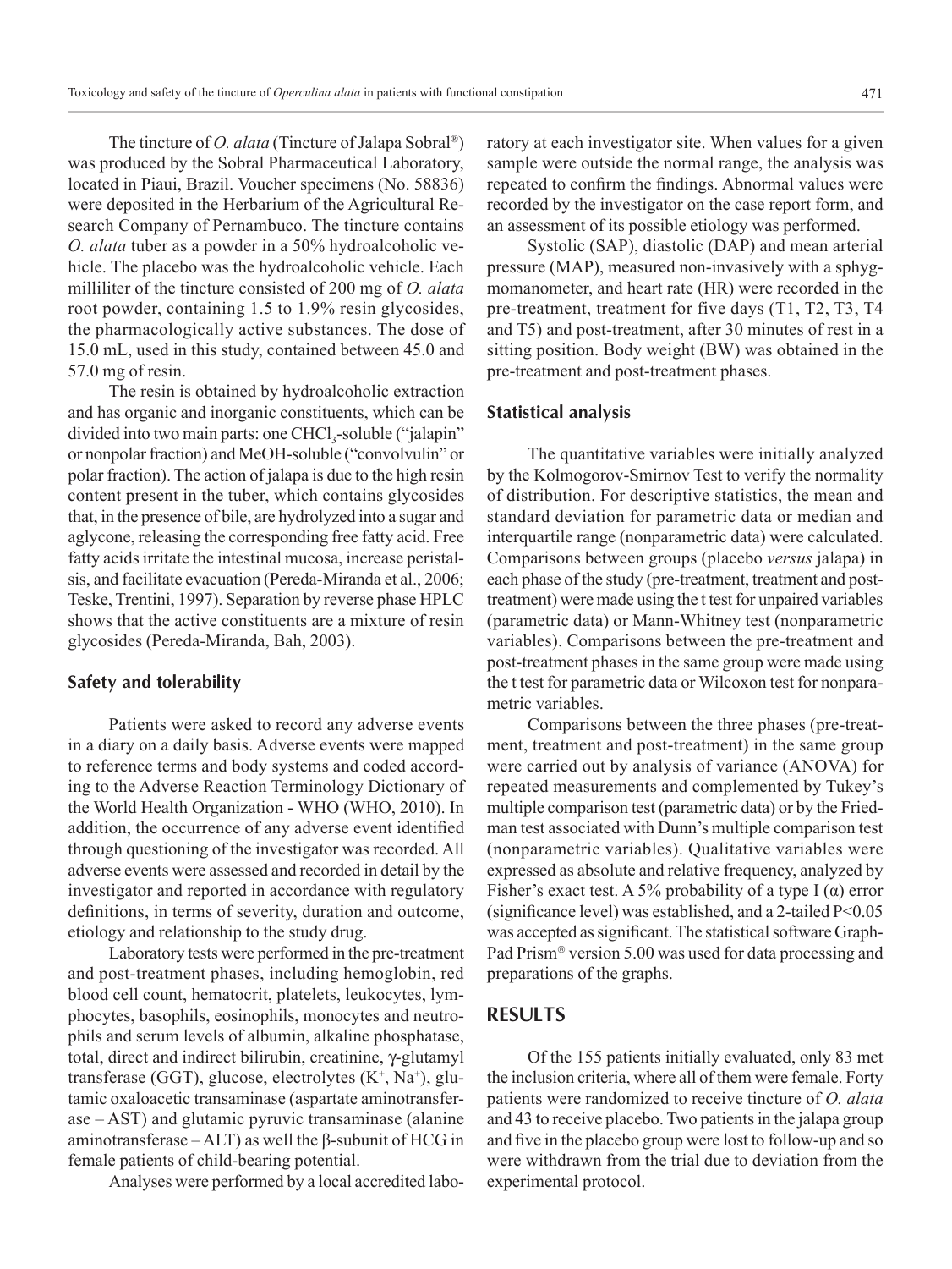The tincture of *O. alata* (Tincture of Jalapa Sobral®) was produced by the Sobral Pharmaceutical Laboratory, located in Piaui, Brazil. Voucher specimens (No. 58836) were deposited in the Herbarium of the Agricultural Research Company of Pernambuco. The tincture contains *O. alata* tuber as a powder in a 50% hydroalcoholic vehicle. The placebo was the hydroalcoholic vehicle. Each milliliter of the tincture consisted of 200 mg of *O. alata* root powder, containing 1.5 to 1.9% resin glycosides, the pharmacologically active substances. The dose of 15.0 mL, used in this study, contained between 45.0 and 57.0 mg of resin.

The resin is obtained by hydroalcoholic extraction and has organic and inorganic constituents, which can be divided into two main parts: one $CHCl_3$-soluble ("jalapin" or nonpolar fraction) and MeOH-soluble ("convolvulin" or polar fraction). The action of jalapa is due to the high resin content present in the tuber, which contains glycosides that, in the presence of bile, are hydrolyzed into a sugar and aglycone, releasing the corresponding free fatty acid. Free fatty acids irritate the intestinal mucosa, increase peristalsis, and facilitate evacuation (Pereda-Miranda et al., 2006; Teske, Trentini, 1997). Separation by reverse phase HPLC shows that the active constituents are a mixture of resin glycosides (Pereda-Miranda, Bah, 2003).

### Safety and tolerability

Patients were asked to record any adverse events in a diary on a daily basis. Adverse events were mapped to reference terms and body systems and coded according to the Adverse Reaction Terminology Dictionary of the World Health Organization - WHO (WHO, 2010). In addition, the occurrence of any adverse event identified through questioning of the investigator was recorded. All adverse events were assessed and recorded in detail by the investigator and reported in accordance with regulatory definitions, in terms of severity, duration and outcome, etiology and relationship to the study drug.

Laboratory tests were performed in the pre-treatment and post-treatment phases, including hemoglobin, red blood cell count, hematocrit, platelets, leukocytes, lymphocytes, basophils, eosinophils, monocytes and neutrophils and serum levels of albumin, alkaline phosphatase, total, direct and indirect bilirubin, creatinine, γ-glutamyl transferase (GGT), glucose, electrolytes ($K^+$, $Na^+$), glutamic oxaloacetic transaminase (aspartate aminotransferase – AST) and glutamic pyruvic transaminase (alanine aminotransferase – ALT) as well the β-subunit of HCG in female patients of child-bearing potential.

Analyses were performed by a local accredited laboratory at each investigator site. When values for a given sample were outside the normal range, the analysis was repeated to confirm the findings. Abnormal values were recorded by the investigator on the case report form, and an assessment of its possible etiology was performed.

Systolic (SAP), diastolic (DAP) and mean arterial pressure (MAP), measured non-invasively with a sphygmomanometer, and heart rate (HR) were recorded in the pre-treatment, treatment for five days (T1, T2, T3, T4 and T5) and post-treatment, after 30 minutes of rest in a sitting position. Body weight (BW) was obtained in the pre-treatment and post-treatment phases.

### Statistical analysis

The quantitative variables were initially analyzed by the Kolmogorov-Smirnov Test to verify the normality of distribution. For descriptive statistics, the mean and standard deviation for parametric data or median and interquartile range (nonparametric data) were calculated. Comparisons between groups (placebo *versus* jalapa) in each phase of the study (pre-treatment, treatment and post-treatment) were made using the t test for unpaired variables (parametric data) or Mann-Whitney test (nonparametric variables). Comparisons between the pre-treatment and post-treatment phases in the same group were made using the t test for parametric data or Wilcoxon test for nonparametric variables.

Comparisons between the three phases (pre-treatment, treatment and post-treatment) in the same group were carried out by analysis of variance (ANOVA) for repeated measurements and complemented by Tukey's multiple comparison test (parametric data) or by the Friedman test associated with Dunn's multiple comparison test (nonparametric variables). Qualitative variables were expressed as absolute and relative frequency, analyzed by Fisher's exact test. A 5% probability of a type I (α) error (significance level) was established, and a 2-tailed $P<0.05$ was accepted as significant. The statistical software GraphPad Prism® version 5.00 was used for data processing and preparations of the graphs.

## RESULTS

Of the 155 patients initially evaluated, only 83 met the inclusion criteria, where all of them were female. Forty patients were randomized to receive tincture of *O. alata* and 43 to receive placebo. Two patients in the jalapa group and five in the placebo group were lost to follow-up and so were withdrawn from the trial due to deviation from the experimental protocol.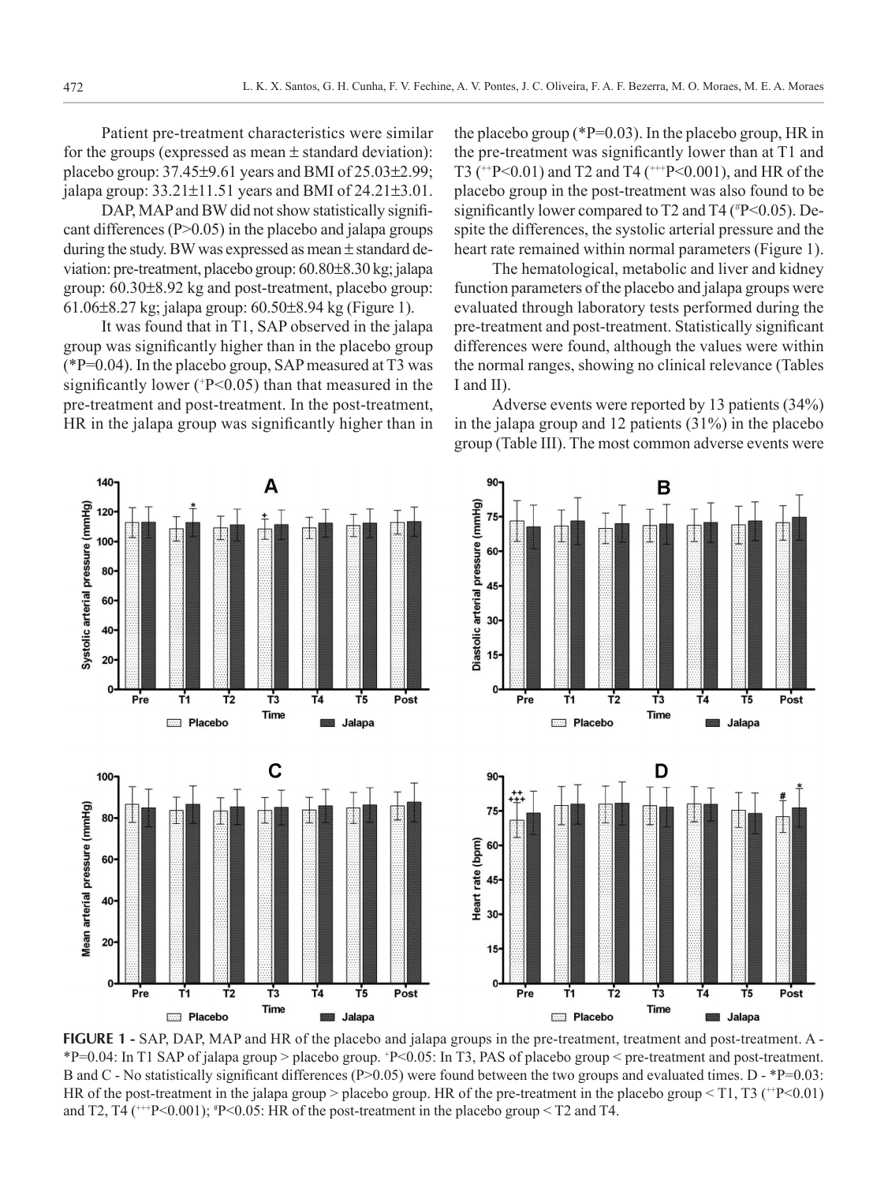Patient pre-treatment characteristics were similar for the groups (expressed as mean ± standard deviation): placebo group: 37.45±9.61 years and BMI of 25.03±2.99; jalapa group: 33.21±11.51 years and BMI of 24.21±3.01.

DAP, MAP and BW did not show statistically significant differences (P>0.05) in the placebo and jalapa groups during the study. BW was expressed as mean ± standard deviation: pre-treatment, placebo group: 60.80±8.30 kg; jalapa group: 60.30±8.92 kg and post-treatment, placebo group: 61.06±8.27 kg; jalapa group: 60.50±8.94 kg (Figure 1).

It was found that in T1, SAP observed in the jalapa group was significantly higher than in the placebo group (*P=0.04). In the placebo group, SAP measured at T3 was significantly lower ($^{+}$P<0.05) than that measured in the pre-treatment and post-treatment. In the post-treatment, HR in the jalapa group was significantly higher than in the placebo group (*P=0.03). In the placebo group, HR in the pre-treatment was significantly lower than at T1 and T3 ($^{++}$P<0.01) and T2 and T4 ($^{+++}$P<0.001), and HR of the placebo group in the post-treatment was also found to be significantly lower compared to T2 and T4 ($^{\#}$P<0.05). Despite the differences, the systolic arterial pressure and the heart rate remained within normal parameters (Figure 1).

The hematological, metabolic and liver and kidney function parameters of the placebo and jalapa groups were evaluated through laboratory tests performed during the pre-treatment and post-treatment. Statistically significant differences were found, although the values were within the normal ranges, showing no clinical relevance (Tables I and II).

Adverse events were reported by 13 patients (34%) in the jalapa group and 12 patients (31%) in the placebo group (Table III). The most common adverse events were

**FIGURE 1 -** SAP, DAP, MAP and HR of the placebo and jalapa groups in the pre-treatment, treatment and post-treatment. A - *P=0.04: In T1 SAP of jalapa group > placebo group. $^{+}$P<0.05: In T3, PAS of placebo group < pre-treatment and post-treatment. B and C - No statistically significant differences (P>0.05) were found between the two groups and evaluated times. D - *P=0.03: HR of the post-treatment in the jalapa group > placebo group. HR of the pre-treatment in the placebo group < T1, T3 ($^{++}$P<0.01) and T2, T4 ($^{+++}$P<0.001); $^{\#}$P<0.05: HR of the post-treatment in the placebo group < T2 and T4.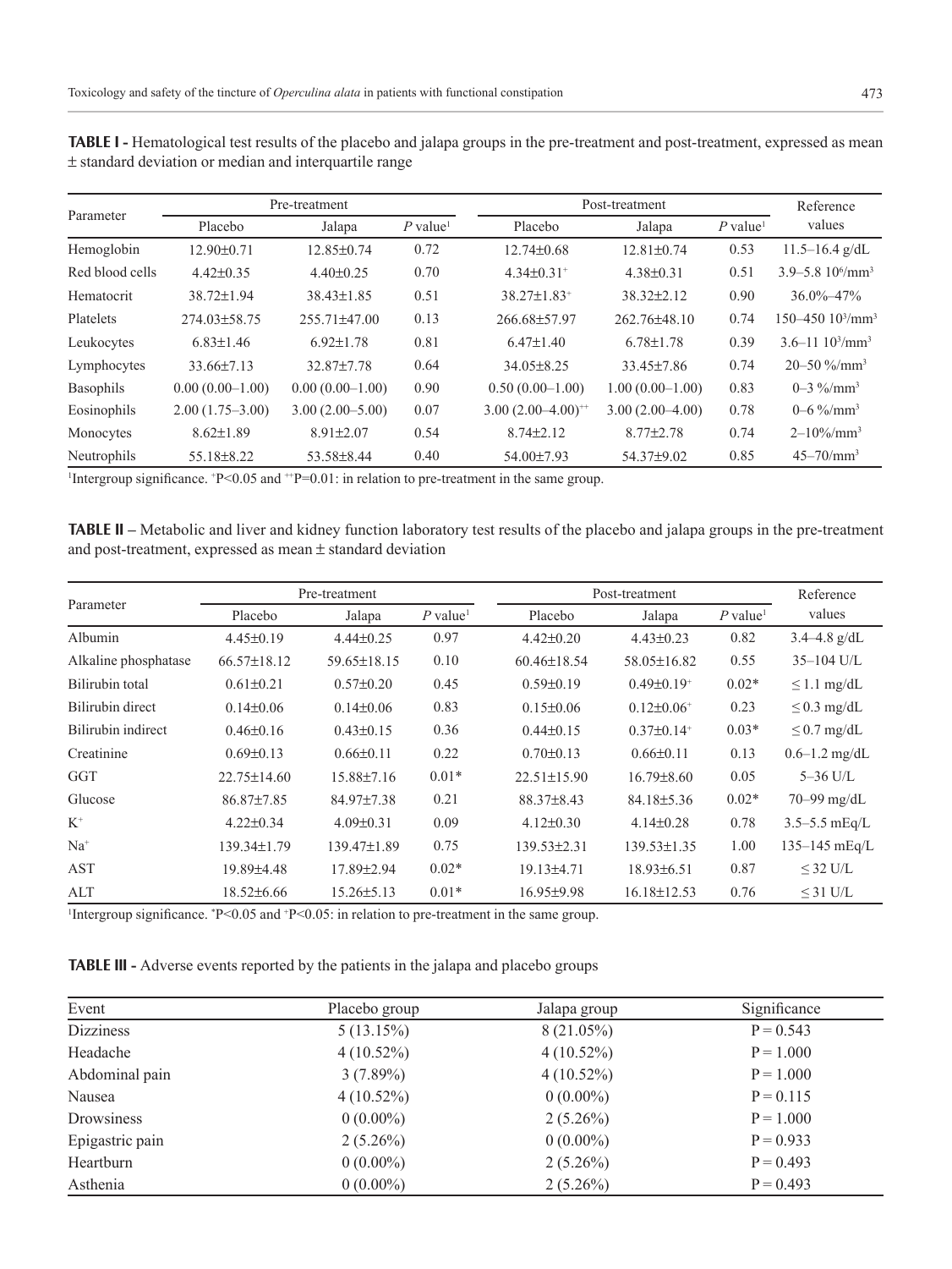**TABLE I -** Hematological test results of the placebo and jalapa groups in the pre-treatment and post-treatment, expressed as mean ± standard deviation or median and interquartile range

| Parameter | Pre-treatment | | | Post-treatment | | | Reference values |
|---|---|---|---|---|---|---|---|
| | Placebo | Jalapa | *P* value[1] | Placebo | Jalapa | *P* value[1] | |
| Hemoglobin | 12.90±0.71 | 12.85±0.74 | 0.72 | 12.74±0.68 | 12.81±0.74 | 0.53 | 11.5–16.4 g/dL |
| Red blood cells | 4.42±0.35 | 4.40±0.25 | 0.70 | 4.34±0.31[+] | 4.38±0.31 | 0.51 | 3.9–5.8 $10^6$/mm$^3$ |
| Hematocrit | 38.72±1.94 | 38.43±1.85 | 0.51 | 38.27±1.83[+] | 38.32±2.12 | 0.90 | 36.0%–47% |
| Platelets | 274.03±58.75 | 255.71±47.00 | 0.13 | 266.68±57.97 | 262.76±48.10 | 0.74 | 150–450 $10^3$/mm$^3$ |
| Leukocytes | 6.83±1.46 | 6.92±1.78 | 0.81 | 6.47±1.40 | 6.78±1.78 | 0.39 | 3.6–11 $10^3$/mm$^3$ |
| Lymphocytes | 33.66±7.13 | 32.87±7.78 | 0.64 | 34.05±8.25 | 33.45±7.86 | 0.74 | 20–50 %/mm$^3$ |
| Basophils | 0.00 (0.00–1.00) | 0.00 (0.00–1.00) | 0.90 | 0.50 (0.00–1.00) | 1.00 (0.00–1.00) | 0.83 | 0–3 %/mm$^3$ |
| Eosinophils | 2.00 (1.75–3.00) | 3.00 (2.00–5.00) | 0.07 | 3.00 (2.00–4.00)[++] | 3.00 (2.00–4.00) | 0.78 | 0–6 %/mm$^3$ |
| Monocytes | 8.62±1.89 | 8.91±2.07 | 0.54 | 8.74±2.12 | 8.77±2.78 | 0.74 | 2–10%/mm$^3$ |
| Neutrophils | 55.18±8.22 | 53.58±8.44 | 0.40 | 54.00±7.93 | 54.37±9.02 | 0.85 | 45–70/mm$^3$ |

[1]Intergroup significance. [+]P<0.05 and [++]P=0.01: in relation to pre-treatment in the same group.

**TABLE II –** Metabolic and liver and kidney function laboratory test results of the placebo and jalapa groups in the pre-treatment and post-treatment, expressed as mean ± standard deviation

| Parameter | Pre-treatment | | | Post-treatment | | | Reference values |
|---|---|---|---|---|---|---|---|
| | Placebo | Jalapa | *P* value[1] | Placebo | Jalapa | *P* value[1] | |
| Albumin | 4.45±0.19 | 4.44±0.25 | 0.97 | 4.42±0.20 | 4.43±0.23 | 0.82 | 3.4–4.8 g/dL |
| Alkaline phosphatase | 66.57±18.12 | 59.65±18.15 | 0.10 | 60.46±18.54 | 58.05±16.82 | 0.55 | 35–104 U/L |
| Bilirubin total | 0.61±0.21 | 0.57±0.20 | 0.45 | 0.59±0.19 | 0.49±0.19[+] | 0.02* | ≤ 1.1 mg/dL |
| Bilirubin direct | 0.14±0.06 | 0.14±0.06 | 0.83 | 0.15±0.06 | 0.12±0.06[+] | 0.23 | ≤ 0.3 mg/dL |
| Bilirubin indirect | 0.46±0.16 | 0.43±0.15 | 0.36 | 0.44±0.15 | 0.37±0.14[+] | 0.03* | ≤ 0.7 mg/dL |
| Creatinine | 0.69±0.13 | 0.66±0.11 | 0.22 | 0.70±0.13 | 0.66±0.11 | 0.13 | 0.6–1.2 mg/dL |
| GGT | 22.75±14.60 | 15.88±7.16 | 0.01* | 22.51±15.90 | 16.79±8.60 | 0.05 | 5–36 U/L |
| Glucose | 86.87±7.85 | 84.97±7.38 | 0.21 | 88.37±8.43 | 84.18±5.36 | 0.02* | 70–99 mg/dL |
| $K^+$ | 4.22±0.34 | 4.09±0.31 | 0.09 | 4.12±0.30 | 4.14±0.28 | 0.78 | 3.5–5.5 mEq/L |
| $Na^+$ | 139.34±1.79 | 139.47±1.89 | 0.75 | 139.53±2.31 | 139.53±1.35 | 1.00 | 135–145 mEq/L |
| AST | 19.89±4.48 | 17.89±2.94 | 0.02* | 19.13±4.71 | 18.93±6.51 | 0.87 | ≤ 32 U/L |
| ALT | 18.52±6.66 | 15.26±5.13 | 0.01* | 16.95±9.98 | 16.18±12.53 | 0.76 | ≤ 31 U/L |

[1]Intergroup significance. *P<0.05 and [+]P<0.05: in relation to pre-treatment in the same group.

**TABLE III -** Adverse events reported by the patients in the jalapa and placebo groups

| Event | Placebo group | Jalapa group | Significance |
|---|---|---|---|
| Dizziness | 5 (13.15%) | 8 (21.05%) | P = 0.543 |
| Headache | 4 (10.52%) | 4 (10.52%) | P = 1.000 |
| Abdominal pain | 3 (7.89%) | 4 (10.52%) | P = 1.000 |
| Nausea | 4 (10.52%) | 0 (0.00%) | P = 0.115 |
| Drowsiness | 0 (0.00%) | 2 (5.26%) | P = 1.000 |
| Epigastric pain | 2 (5.26%) | 0 (0.00%) | P = 0.933 |
| Heartburn | 0 (0.00%) | 2 (5.26%) | P = 0.493 |
| Asthenia | 0 (0.00%) | 2 (5.26%) | P = 0.493 |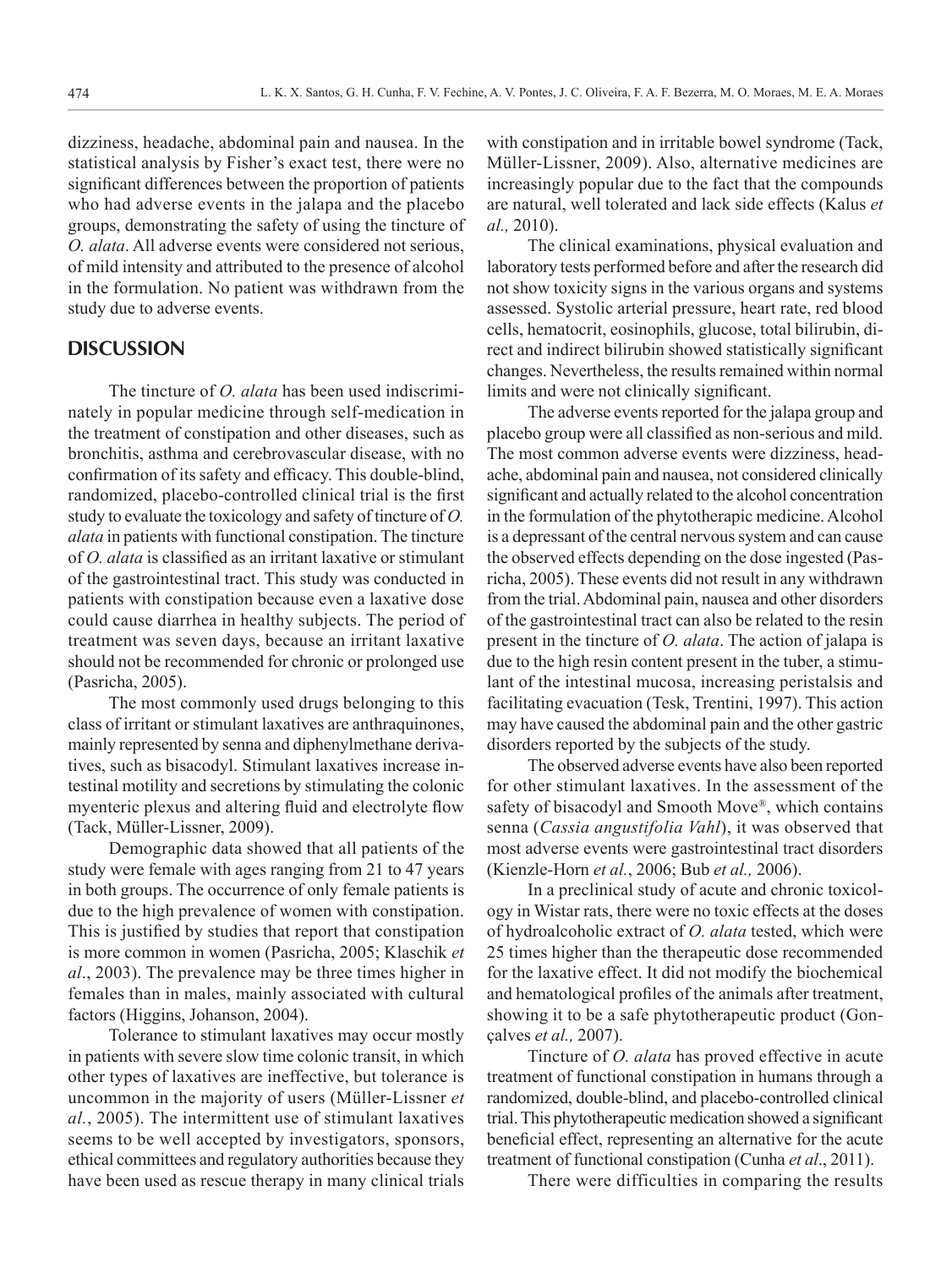dizziness, headache, abdominal pain and nausea. In the statistical analysis by Fisher's exact test, there were no significant differences between the proportion of patients who had adverse events in the jalapa and the placebo groups, demonstrating the safety of using the tincture of *O. alata*. All adverse events were considered not serious, of mild intensity and attributed to the presence of alcohol in the formulation. No patient was withdrawn from the study due to adverse events.

## DISCUSSION

The tincture of *O. alata* has been used indiscriminately in popular medicine through self-medication in the treatment of constipation and other diseases, such as bronchitis, asthma and cerebrovascular disease, with no confirmation of its safety and efficacy. This double-blind, randomized, placebo-controlled clinical trial is the first study to evaluate the toxicology and safety of tincture of *O. alata* in patients with functional constipation. The tincture of *O. alata* is classified as an irritant laxative or stimulant of the gastrointestinal tract. This study was conducted in patients with constipation because even a laxative dose could cause diarrhea in healthy subjects. The period of treatment was seven days, because an irritant laxative should not be recommended for chronic or prolonged use (Pasricha, 2005).

The most commonly used drugs belonging to this class of irritant or stimulant laxatives are anthraquinones, mainly represented by senna and diphenylmethane derivatives, such as bisacodyl. Stimulant laxatives increase intestinal motility and secretions by stimulating the colonic myenteric plexus and altering fluid and electrolyte flow (Tack, Müller-Lissner, 2009).

Demographic data showed that all patients of the study were female with ages ranging from 21 to 47 years in both groups. The occurrence of only female patients is due to the high prevalence of women with constipation. This is justified by studies that report that constipation is more common in women (Pasricha, 2005; Klaschik *et al*., 2003). The prevalence may be three times higher in females than in males, mainly associated with cultural factors (Higgins, Johanson, 2004).

Tolerance to stimulant laxatives may occur mostly in patients with severe slow time colonic transit, in which other types of laxatives are ineffective, but tolerance is uncommon in the majority of users (Müller-Lissner *et al.*, 2005). The intermittent use of stimulant laxatives seems to be well accepted by investigators, sponsors, ethical committees and regulatory authorities because they have been used as rescue therapy in many clinical trials with constipation and in irritable bowel syndrome (Tack, Müller-Lissner, 2009). Also, alternative medicines are increasingly popular due to the fact that the compounds are natural, well tolerated and lack side effects (Kalus *et al.,* 2010).

The clinical examinations, physical evaluation and laboratory tests performed before and after the research did not show toxicity signs in the various organs and systems assessed. Systolic arterial pressure, heart rate, red blood cells, hematocrit, eosinophils, glucose, total bilirubin, direct and indirect bilirubin showed statistically significant changes. Nevertheless, the results remained within normal limits and were not clinically significant.

The adverse events reported for the jalapa group and placebo group were all classified as non-serious and mild. The most common adverse events were dizziness, headache, abdominal pain and nausea, not considered clinically significant and actually related to the alcohol concentration in the formulation of the phytotherapic medicine. Alcohol is a depressant of the central nervous system and can cause the observed effects depending on the dose ingested (Pasricha, 2005). These events did not result in any withdrawn from the trial. Abdominal pain, nausea and other disorders of the gastrointestinal tract can also be related to the resin present in the tincture of *O. alata*. The action of jalapa is due to the high resin content present in the tuber, a stimulant of the intestinal mucosa, increasing peristalsis and facilitating evacuation (Tesk, Trentini, 1997). This action may have caused the abdominal pain and the other gastric disorders reported by the subjects of the study.

The observed adverse events have also been reported for other stimulant laxatives. In the assessment of the safety of bisacodyl and Smooth Move®, which contains senna (*Cassia angustifolia Vahl*), it was observed that most adverse events were gastrointestinal tract disorders (Kienzle-Horn *et al.*, 2006; Bub *et al.,* 2006).

In a preclinical study of acute and chronic toxicology in Wistar rats, there were no toxic effects at the doses of hydroalcoholic extract of *O. alata* tested, which were 25 times higher than the therapeutic dose recommended for the laxative effect. It did not modify the biochemical and hematological profiles of the animals after treatment, showing it to be a safe phytotherapeutic product (Gonçalves *et al.,* 2007).

Tincture of *O. alata* has proved effective in acute treatment of functional constipation in humans through a randomized, double-blind, and placebo-controlled clinical trial. This phytotherapeutic medication showed a significant beneficial effect, representing an alternative for the acute treatment of functional constipation (Cunha *et al*., 2011).

There were difficulties in comparing the results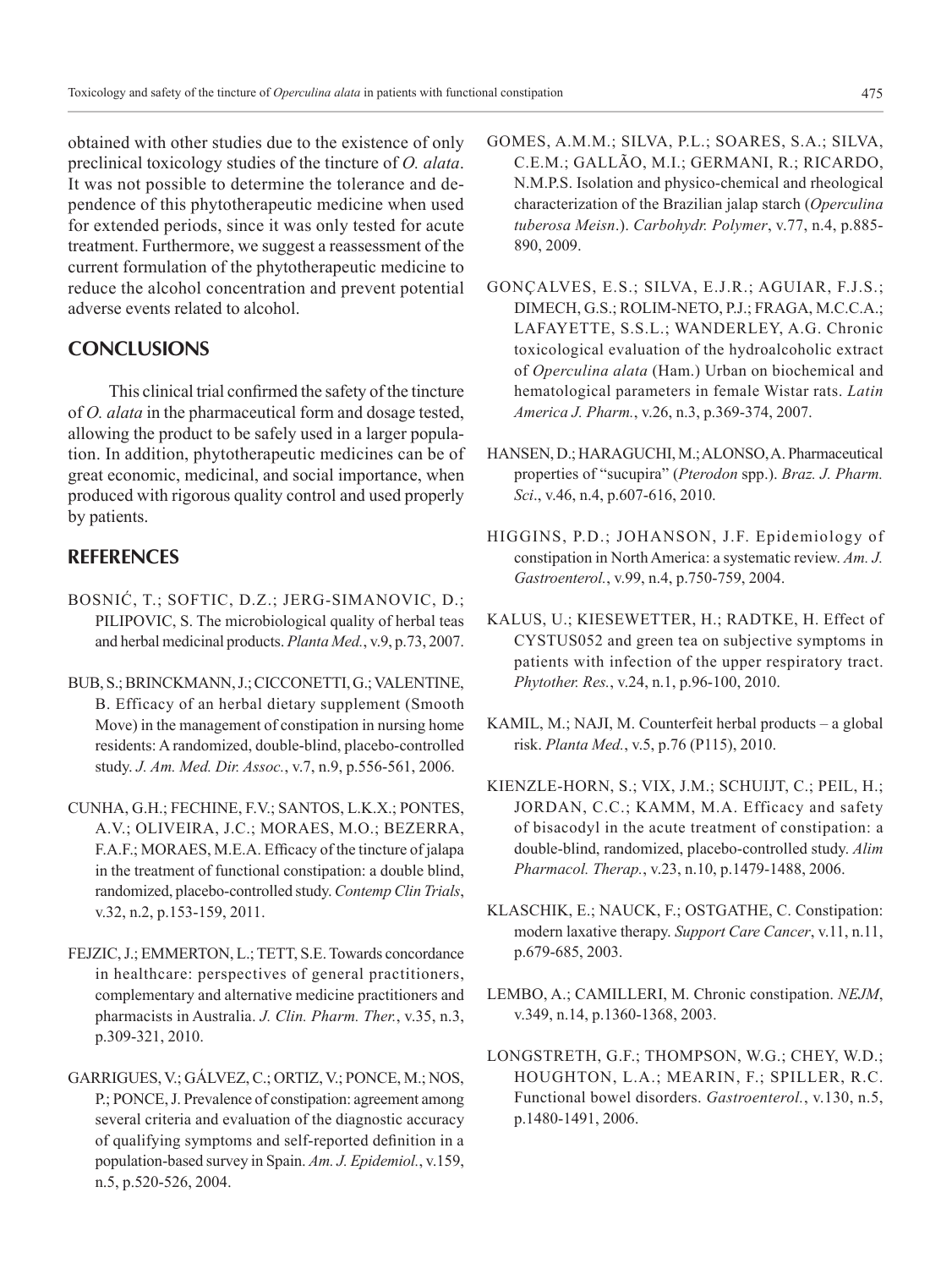obtained with other studies due to the existence of only preclinical toxicology studies of the tincture of *O. alata*. It was not possible to determine the tolerance and dependence of this phytotherapeutic medicine when used for extended periods, since it was only tested for acute treatment. Furthermore, we suggest a reassessment of the current formulation of the phytotherapeutic medicine to reduce the alcohol concentration and prevent potential adverse events related to alcohol.

## CONCLUSIONS

This clinical trial confirmed the safety of the tincture of *O. alata* in the pharmaceutical form and dosage tested, allowing the product to be safely used in a larger population. In addition, phytotherapeutic medicines can be of great economic, medicinal, and social importance, when produced with rigorous quality control and used properly by patients.

## REFERENCES

BOSNIĆ, T.; SOFTIC, D.Z.; JERG-SIMANOVIC, D.; PILIPOVIC, S. The microbiological quality of herbal teas and herbal medicinal products. *Planta Med.*, v.9, p.73, 2007.

BUB, S.; BRINCKMANN, J.; CICCONETTI, G.; VALENTINE, B. Efficacy of an herbal dietary supplement (Smooth Move) in the management of constipation in nursing home residents: A randomized, double-blind, placebo-controlled study. *J. Am. Med. Dir. Assoc.*, v.7, n.9, p.556-561, 2006.

CUNHA, G.H.; FECHINE, F.V.; SANTOS, L.K.X.; PONTES, A.V.; OLIVEIRA, J.C.; MORAES, M.O.; BEZERRA, F.A.F.; MORAES, M.E.A. Efficacy of the tincture of jalapa in the treatment of functional constipation: a double blind, randomized, placebo-controlled study. *Contemp Clin Trials*, v.32, n.2, p.153-159, 2011.

FEJZIC, J.; EMMERTON, L.; TETT, S.E. Towards concordance in healthcare: perspectives of general practitioners, complementary and alternative medicine practitioners and pharmacists in Australia. *J. Clin. Pharm. Ther.*, v.35, n.3, p.309-321, 2010.

GARRIGUES, V.; GÁLVEZ, C.; ORTIZ, V.; PONCE, M.; NOS, P.; PONCE, J. Prevalence of constipation: agreement among several criteria and evaluation of the diagnostic accuracy of qualifying symptoms and self-reported definition in a population-based survey in Spain. *Am. J. Epidemiol.*, v.159, n.5, p.520-526, 2004.

GOMES, A.M.M.; SILVA, P.L.; SOARES, S.A.; SILVA, C.E.M.; GALLÃO, M.I.; GERMANI, R.; RICARDO, N.M.P.S. Isolation and physico-chemical and rheological characterization of the Brazilian jalap starch (*Operculina tuberosa Meisn*.). *Carbohydr. Polymer*, v.77, n.4, p.885-890, 2009.

GONÇALVES, E.S.; SILVA, E.J.R.; AGUIAR, F.J.S.; DIMECH, G.S.; ROLIM-NETO, P.J.; FRAGA, M.C.C.A.; LAFAYETTE, S.S.L.; WANDERLEY, A.G. Chronic toxicological evaluation of the hydroalcoholic extract of *Operculina alata* (Ham.) Urban on biochemical and hematological parameters in female Wistar rats. *Latin America J. Pharm.*, v.26, n.3, p.369-374, 2007.

HANSEN, D.; HARAGUCHI, M.; ALONSO, A. Pharmaceutical properties of "sucupira" (*Pterodon* spp.). *Braz. J. Pharm. Sci*., v.46, n.4, p.607-616, 2010.

HIGGINS, P.D.; JOHANSON, J.F. Epidemiology of constipation in North America: a systematic review. *Am. J. Gastroenterol.*, v.99, n.4, p.750-759, 2004.

KALUS, U.; KIESEWETTER, H.; RADTKE, H. Effect of CYSTUS052 and green tea on subjective symptoms in patients with infection of the upper respiratory tract. *Phytother. Res.*, v.24, n.1, p.96-100, 2010.

KAMIL, M.; NAJI, M. Counterfeit herbal products – a global risk. *Planta Med.*, v.5, p.76 (P115), 2010.

KIENZLE-HORN, S.; VIX, J.M.; SCHUIJT, C.; PEIL, H.; JORDAN, C.C.; KAMM, M.A. Efficacy and safety of bisacodyl in the acute treatment of constipation: a double-blind, randomized, placebo-controlled study. *Alim Pharmacol. Therap.*, v.23, n.10, p.1479-1488, 2006.

KLASCHIK, E.; NAUCK, F.; OSTGATHE, C. Constipation: modern laxative therapy. *Support Care Cancer*, v.11, n.11, p.679-685, 2003.

LEMBO, A.; CAMILLERI, M. Chronic constipation. *NEJM*, v.349, n.14, p.1360-1368, 2003.

LONGSTRETH, G.F.; THOMPSON, W.G.; CHEY, W.D.; HOUGHTON, L.A.; MEARIN, F.; SPILLER, R.C. Functional bowel disorders. *Gastroenterol.*, v.130, n.5, p.1480-1491, 2006.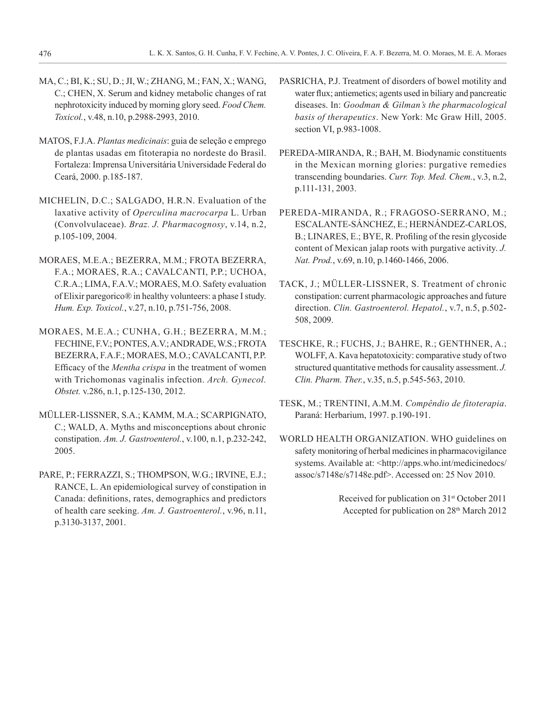MA, C.; BI, K.; SU, D.; JI, W.; ZHANG, M.; FAN, X.; WANG, C.; CHEN, X. Serum and kidney metabolic changes of rat nephrotoxicity induced by morning glory seed. *Food Chem. Toxicol.*, v.48, n.10, p.2988-2993, 2010.

MATOS, F.J.A. *Plantas medicinais*: guia de seleção e emprego de plantas usadas em fitoterapia no nordeste do Brasil. Fortaleza: Imprensa Universitária Universidade Federal do Ceará, 2000. p.185-187.

MICHELIN, D.C.; SALGADO, H.R.N. Evaluation of the laxative activity of *Operculina macrocarpa* L. Urban (Convolvulaceae). *Braz. J. Pharmacognosy*, v.14, n.2, p.105-109, 2004.

MORAES, M.E.A.; BEZERRA, M.M.; FROTA BEZERRA, F.A.; MORAES, R.A.; CAVALCANTI, P.P.; UCHOA, C.R.A.; LIMA, F.A.V.; MORAES, M.O. Safety evaluation of Elixir paregorico® in healthy volunteers: a phase I study. *Hum. Exp. Toxicol.*, v.27, n.10, p.751-756, 2008.

MORAES, M.E.A.; CUNHA, G.H.; BEZERRA, M.M.; FECHINE, F.V.; PONTES, A.V.; ANDRADE, W.S.; FROTA BEZERRA, F.A.F.; MORAES, M.O.; CAVALCANTI, P.P. Efficacy of the *Mentha crispa* in the treatment of women with Trichomonas vaginalis infection. *Arch. Gynecol. Obstet.* v.286, n.1, p.125-130, 2012.

MÜLLER-LISSNER, S.A.; KAMM, M.A.; SCARPIGNATO, C.; WALD, A. Myths and misconceptions about chronic constipation. *Am. J. Gastroenterol.*, v.100, n.1, p.232-242, 2005.

PARE, P.; FERRAZZI, S.; THOMPSON, W.G.; IRVINE, E.J.; RANCE, L. An epidemiological survey of constipation in Canada: definitions, rates, demographics and predictors of health care seeking. *Am. J. Gastroenterol.*, v.96, n.11, p.3130-3137, 2001.

PASRICHA, P.J. Treatment of disorders of bowel motility and water flux; antiemetics; agents used in biliary and pancreatic diseases. In: *Goodman & Gilman's the pharmacological basis of therapeutics*. New York: Mc Graw Hill, 2005. section VI, p.983-1008.

PEREDA-MIRANDA, R.; BAH, M. Biodynamic constituents in the Mexican morning glories: purgative remedies transcending boundaries. *Curr. Top. Med. Chem.*, v.3, n.2, p.111-131, 2003.

PEREDA-MIRANDA, R.; FRAGOSO-SERRANO, M.; ESCALANTE-SÁNCHEZ, E.; HERNÁNDEZ-CARLOS, B.; LINARES, E.; BYE, R. Profiling of the resin glycoside content of Mexican jalap roots with purgative activity. *J. Nat. Prod.*, v.69, n.10, p.1460-1466, 2006.

TACK, J.; MÜLLER-LISSNER, S. Treatment of chronic constipation: current pharmacologic approaches and future direction. *Clin. Gastroenterol. Hepatol.*, v.7, n.5, p.502-508, 2009.

TESCHKE, R.; FUCHS, J.; BAHRE, R.; GENTHNER, A.; WOLFF, A. Kava hepatotoxicity: comparative study of two structured quantitative methods for causality assessment. *J. Clin. Pharm. Ther.*, v.35, n.5, p.545-563, 2010.

TESK, M.; TRENTINI, A.M.M. *Compêndio de fitoterapia*. Paraná: Herbarium, 1997. p.190-191.

WORLD HEALTH ORGANIZATION. WHO guidelines on safety monitoring of herbal medicines in pharmacovigilance systems. Available at: <http://apps.who.int/medicinedocs/assoc/s7148e/s7148e.pdf>. Accessed on: 25 Nov 2010.

Received for publication on 31st October 2011
Accepted for publication on 28th March 2012